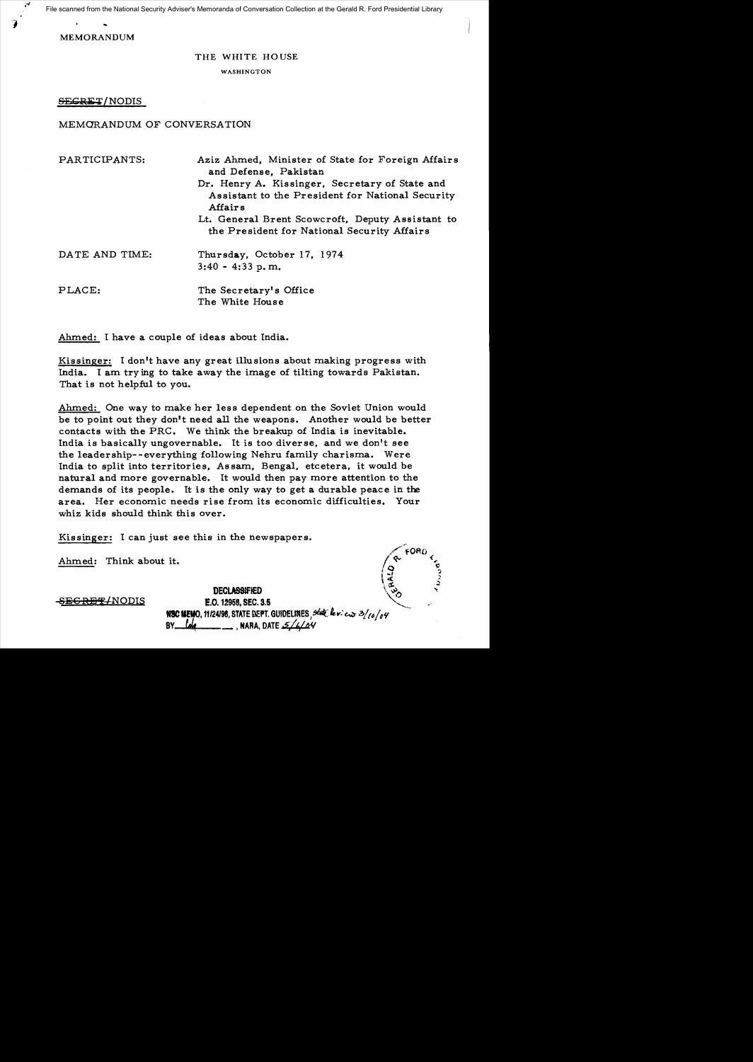File scanned from the National Security Adviser's Memoranda of Conversation Collection at the Gerald R. Ford Presidential Library

MEMORANDUM

THE WHITE HOUSE

WASHINGTON

~~SECRET~~/NODIS

MEMORANDUM OF CONVERSATION

| | |
|---|---|
| PARTICIPANTS: | Aziz Ahmed, Minister of State for Foreign Affairs and Defense, Pakistan |
| | Dr. Henry A. Kissinger, Secretary of State and Assistant to the President for National Security Affairs |
| | Lt. General Brent Scowcroft, Deputy Assistant to the President for National Security Affairs |
| DATE AND TIME: | Thursday, October 17, 1974 |
| | 3:40 - 4:33 p.m. |
| PLACE: | The Secretary's Office |
| | The White House |

Ahmed: I have a couple of ideas about India.

Kissinger: I don't have any great illusions about making progress with India. I am trying to take away the image of tilting towards Pakistan. That is not helpful to you.

Ahmed: One way to make her less dependent on the Soviet Union would be to point out they don't need all the weapons. Another would be better contacts with the PRC. We think the breakup of India is inevitable. India is basically ungovernable. It is too diverse, and we don't see the leadership--everything following Nehru family charisma. Were India to split into territories, Assam, Bengal, etcetera, it would be natural and more governable. It would then pay more attention to the demands of its people. It is the only way to get a durable peace in the area. Her economic needs rise from its economic difficulties. Your whiz kids should think this over.

Kissinger: I can just see this in the newspapers.

Ahmed: Think about it.

~~SECRET~~/NODIS

DECLASSIFIED
E.O. 12958, SEC. 3.5
NSC MEMO, 11/24/98, STATE DEPT. GUIDELINES, State review 3/10/04
BY [illegible], NARA, DATE 5/6/04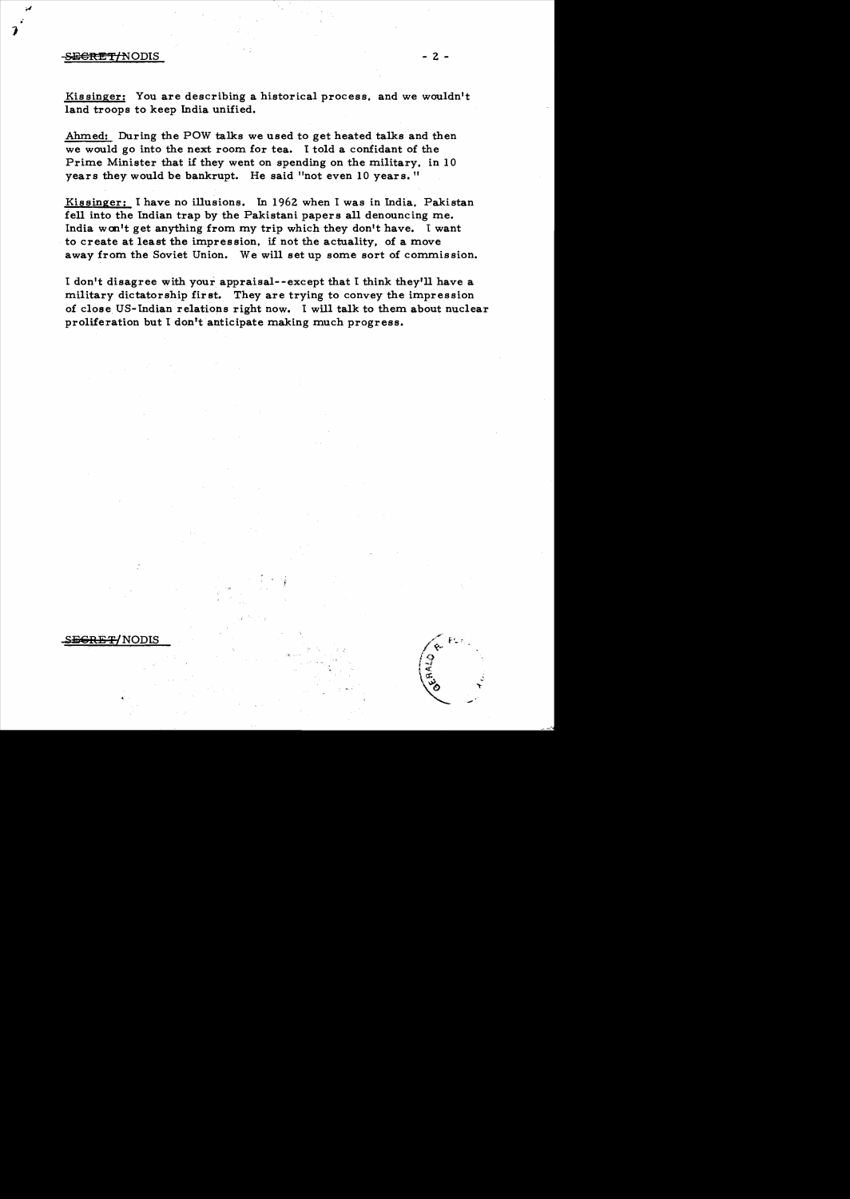Kissinger: You are describing a historical process, and we wouldn't land troops to keep India unified.

Ahmed: During the POW talks we used to get heated talks and then we would go into the next room for tea. I told a confidant of the Prime Minister that if they went on spending on the military, in 10 years they would be bankrupt. He said "not even 10 years."

Kissinger: I have no illusions. In 1962 when I was in India, Pakistan fell into the Indian trap by the Pakistani papers all denouncing me. India won't get anything from my trip which they don't have. I want to create at least the impression, if not the actuality, of a move away from the Soviet Union. We will set up some sort of commission.

I don't disagree with your appraisal--except that I think they'll have a military dictatorship first. They are trying to convey the impression of close US-Indian relations right now. I will talk to them about nuclear proliferation but I don't anticipate making much progress.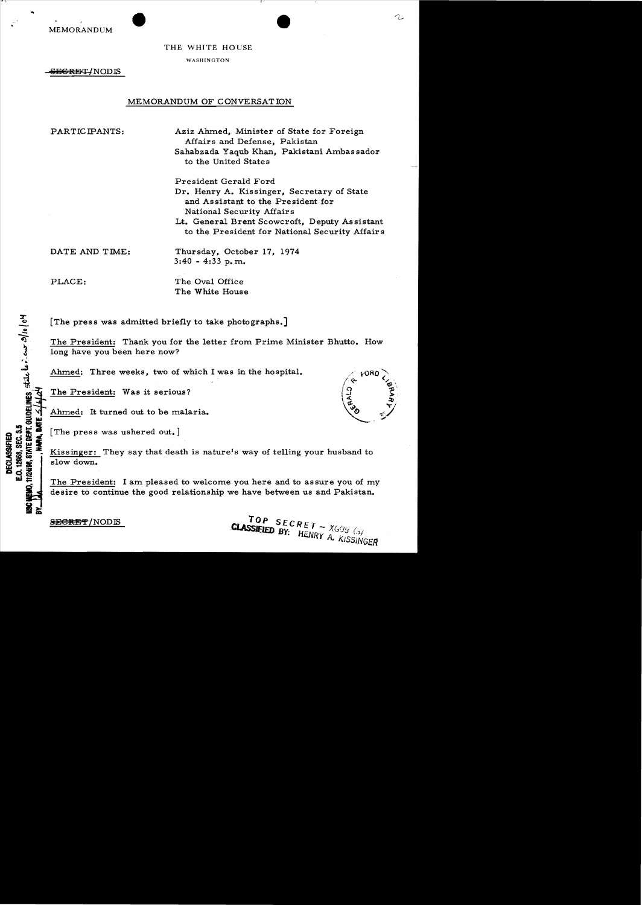MEMORANDUM

THE WHITE HOUSE

WASHINGTON

~~SECRET~~/NODIS

MEMORANDUM OF CONVERSATION

PARTICIPANTS: Aziz Ahmed, Minister of State for Foreign Affairs and Defense, Pakistan
Sahabzada Yaqub Khan, Pakistani Ambassador to the United States

President Gerald Ford
Dr. Henry A. Kissinger, Secretary of State and Assistant to the President for National Security Affairs
Lt. General Brent Scowcroft, Deputy Assistant to the President for National Security Affairs

DATE AND TIME: Thursday, October 17, 1974
3:40 - 4:33 p.m.

PLACE: The Oval Office
The White House

DECLASSIFIED
E.O. 12958, SEC. 3.5
NSC MEMO, 11/24/98, STATE DEPT. GUIDELINES state lev. 3/10/04
BY ___, NARA, DATE 5/6/04

[The press was admitted briefly to take photographs.]

The President: Thank you for the letter from Prime Minister Bhutto. How long have you been here now?

Ahmed: Three weeks, two of which I was in the hospital.

The President: Was it serious?

Ahmed: It turned out to be malaria.

[The press was ushered out.]

Kissinger: They say that death is nature's way of telling your husband to slow down.

The President: I am pleased to welcome you here and to assure you of my desire to continue the good relationship we have between us and Pakistan.

~~SECRET~~/NODIS

TOP SECRET - XGDS (3)
CLASSIFIED BY: HENRY A. KISSINGER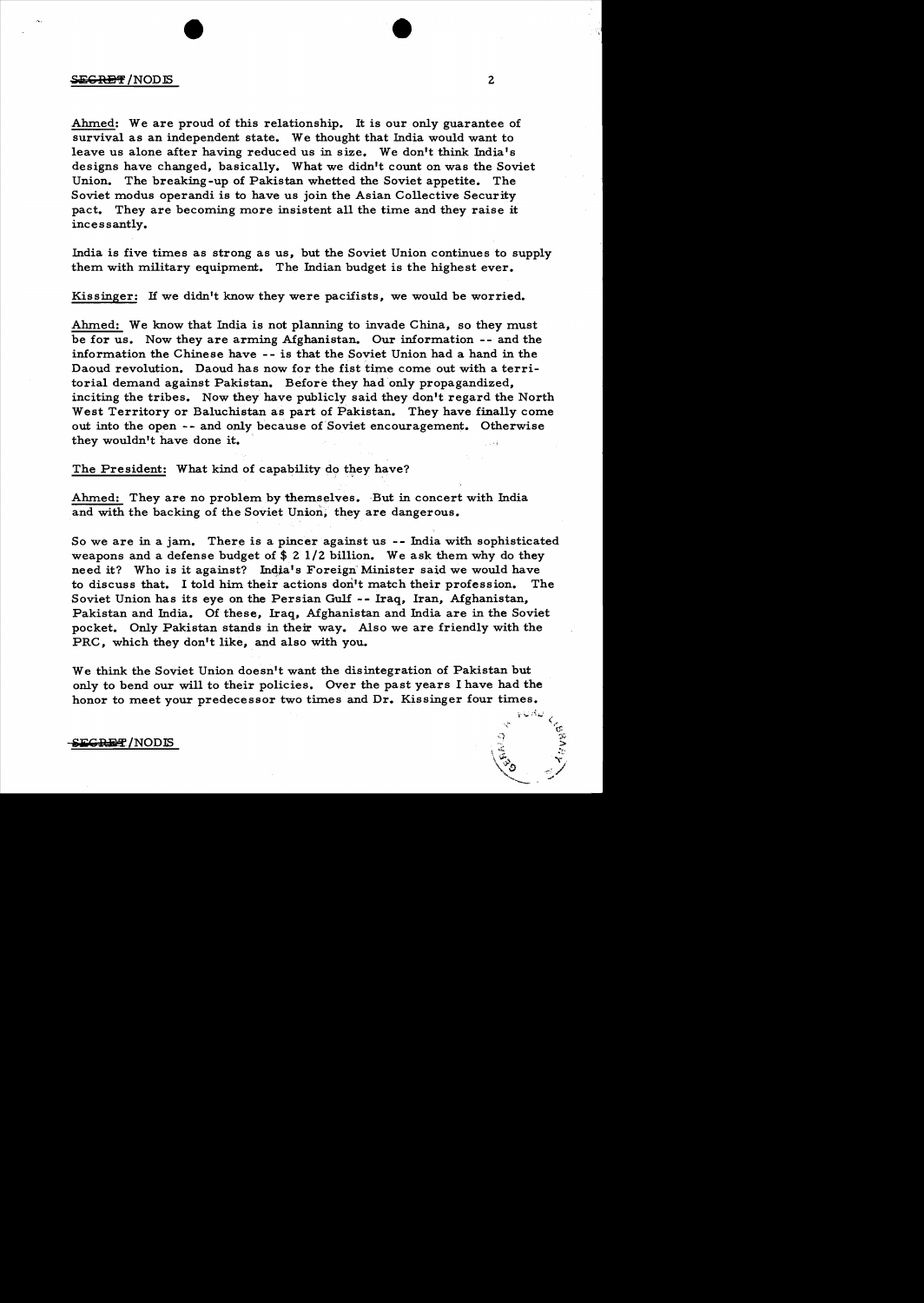Ahmed: We are proud of this relationship. It is our only guarantee of survival as an independent state. We thought that India would want to leave us alone after having reduced us in size. We don't think India's designs have changed, basically. What we didn't count on was the Soviet Union. The breaking-up of Pakistan whetted the Soviet appetite. The Soviet modus operandi is to have us join the Asian Collective Security pact. They are becoming more insistent all the time and they raise it incessantly.

India is five times as strong as us, but the Soviet Union continues to supply them with military equipment. The Indian budget is the highest ever.

Kissinger: If we didn't know they were pacifists, we would be worried.

Ahmed: We know that India is not planning to invade China, so they must be for us. Now they are arming Afghanistan. Our information -- and the information the Chinese have -- is that the Soviet Union had a hand in the Daoud revolution. Daoud has now for the fist time come out with a territorial demand against Pakistan. Before they had only propagandized, inciting the tribes. Now they have publicly said they don't regard the North West Territory or Baluchistan as part of Pakistan. They have finally come out into the open -- and only because of Soviet encouragement. Otherwise they wouldn't have done it.

The President: What kind of capability do they have?

Ahmed: They are no problem by themselves. But in concert with India and with the backing of the Soviet Union, they are dangerous.

So we are in a jam. There is a pincer against us -- India with sophisticated weapons and a defense budget of $ 2 1/2 billion. We ask them why do they need it? Who is it against? India's Foreign Minister said we would have to discuss that. I told him their actions don't match their profession. The Soviet Union has its eye on the Persian Gulf -- Iraq, Iran, Afghanistan, Pakistan and India. Of these, Iraq, Afghanistan and India are in the Soviet pocket. Only Pakistan stands in their way. Also we are friendly with the PRC, which they don't like, and also with you.

We think the Soviet Union doesn't want the disintegration of Pakistan but only to bend our will to their policies. Over the past years I have had the honor to meet your predecessor two times and Dr. Kissinger four times.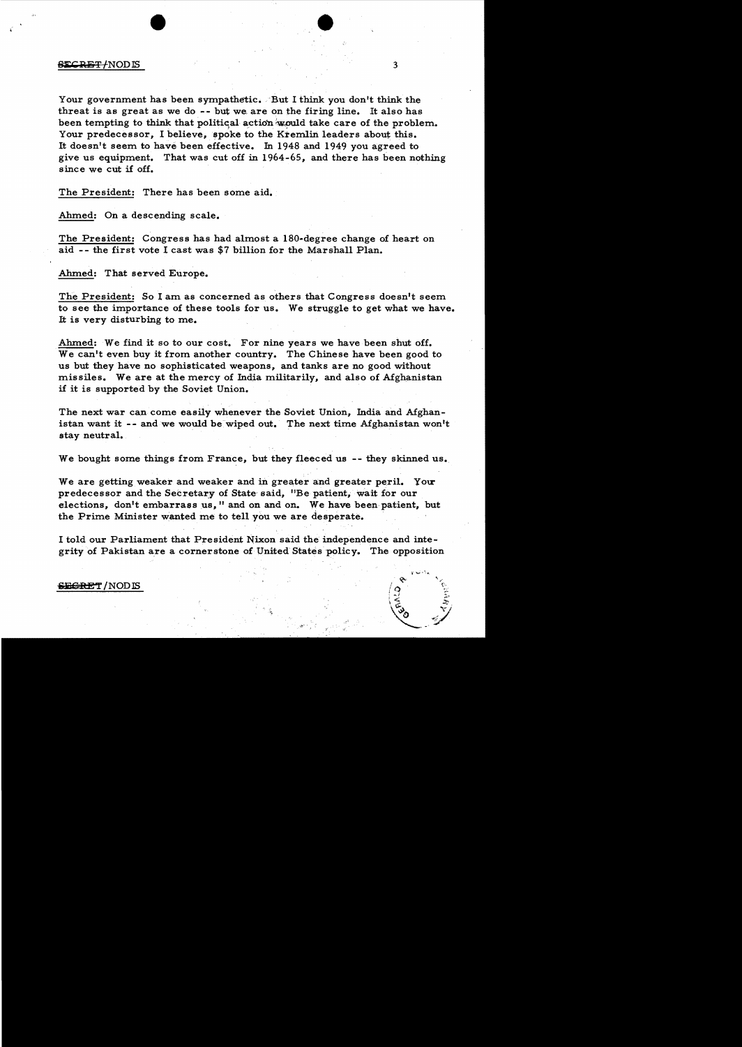Your government has been sympathetic. But I think you don't think the threat is as great as we do -- but we are on the firing line. It also has been tempting to think that political action would take care of the problem. Your predecessor, I believe, spoke to the Kremlin leaders about this. It doesn't seem to have been effective. In 1948 and 1949 you agreed to give us equipment. That was cut off in 1964-65, and there has been nothing since we cut if off.

The President: There has been some aid.

Ahmed: On a descending scale.

The President: Congress has had almost a 180-degree change of heart on aid -- the first vote I cast was $7 billion for the Marshall Plan.

Ahmed: That served Europe.

The President: So I am as concerned as others that Congress doesn't seem to see the importance of these tools for us. We struggle to get what we have. It is very disturbing to me.

Ahmed: We find it so to our cost. For nine years we have been shut off. We can't even buy it from another country. The Chinese have been good to us but they have no sophisticated weapons, and tanks are no good without missiles. We are at the mercy of India militarily, and also of Afghanistan if it is supported by the Soviet Union.

The next war can come easily whenever the Soviet Union, India and Afghanistan want it -- and we would be wiped out. The next time Afghanistan won't stay neutral.

We bought some things from France, but they fleeced us -- they skinned us.

We are getting weaker and weaker and in greater and greater peril. Your predecessor and the Secretary of State said, "Be patient, wait for our elections, don't embarrass us," and on and on. We have been patient, but the Prime Minister wanted me to tell you we are desperate.

I told our Parliament that President Nixon said the independence and integrity of Pakistan are a cornerstone of United States policy. The opposition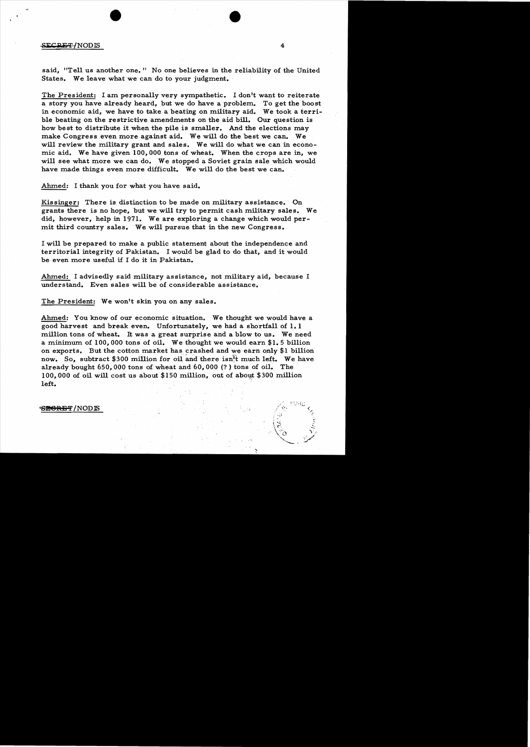said, "Tell us another one." No one believes in the reliability of the United States. We leave what we can do to your judgment.

The President: I am personally very sympathetic. I don't want to reiterate a story you have already heard, but we do have a problem. To get the boost in economic aid, we have to take a beating on military aid. We took a terrible beating on the restrictive amendments on the aid bill. Our question is how best to distribute it when the pile is smaller. And the elections may make Congress even more against aid. We will do the best we can. We will review the military grant and sales. We will do what we can in economic aid. We have given 100,000 tons of wheat. When the crops are in, we will see what more we can do. We stopped a Soviet grain sale which would have made things even more difficult. We will do the best we can.

Ahmed: I thank you for what you have said.

Kissinger: There is distinction to be made on military assistance. On grants there is no hope, but we will try to permit cash military sales. We did, however, help in 1971. We are exploring a change which would permit third country sales. We will pursue that in the new Congress.

I will be prepared to make a public statement about the independence and territorial integrity of Pakistan. I would be glad to do that, and it would be even more useful if I do it in Pakistan.

Ahmed: I advisedly said military assistance, not military aid, because I understand. Even sales will be of considerable assistance.

The President: We won't skin you on any sales.

Ahmed: You know of our economic situation. We thought we would have a good harvest and break even. Unfortunately, we had a shortfall of 1.1 million tons of wheat. It was a great surprise and a blow to us. We need a minimum of 100,000 tons of oil. We thought we would earn $1.5 billion on exports. But the cotton market has crashed and we earn only $1 billion now. So, subtract $300 million for oil and there isn't much left. We have already bought 650,000 tons of wheat and 60,000 (?) tons of oil. The 100,000 of oil will cost us about $150 million, out of about $300 million left.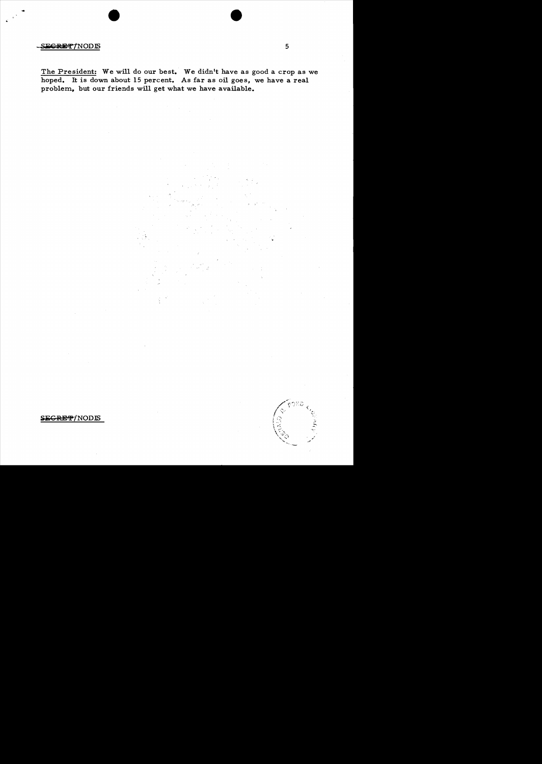The President: We will do our best. We didn't have as good a crop as we hoped. It is down about 15 percent. As far as oil goes, we have a real problem, but our friends will get what we have available.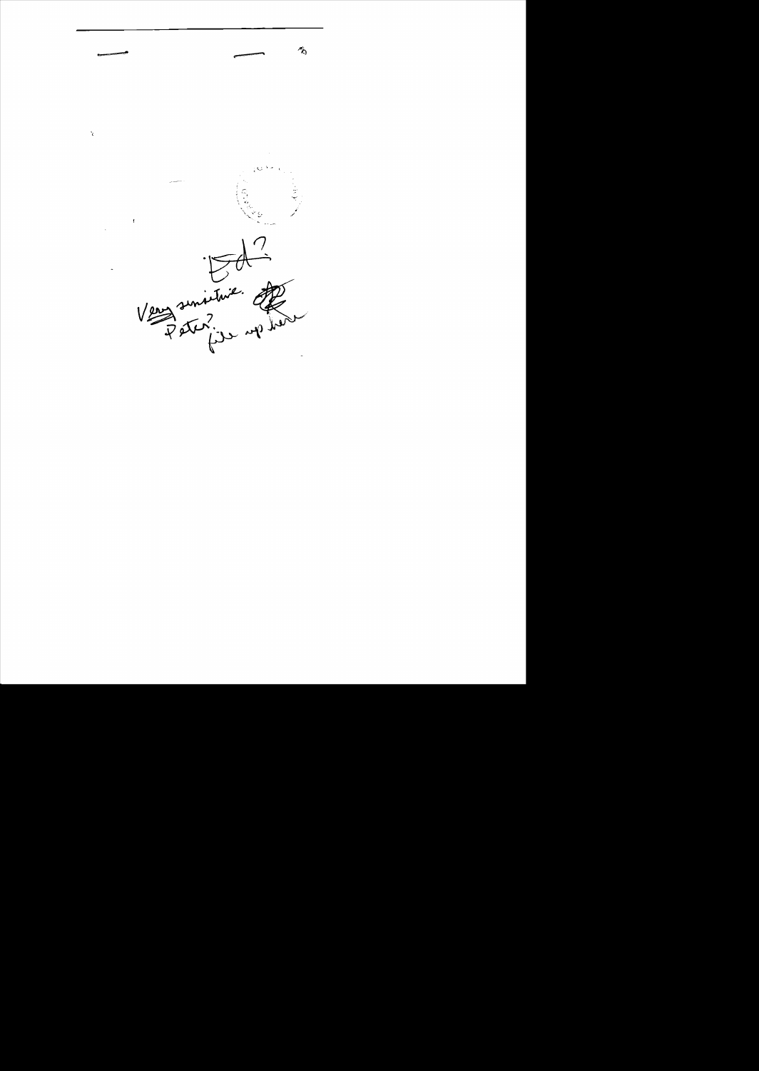Ed?

Very sensitive.

Peter? file up here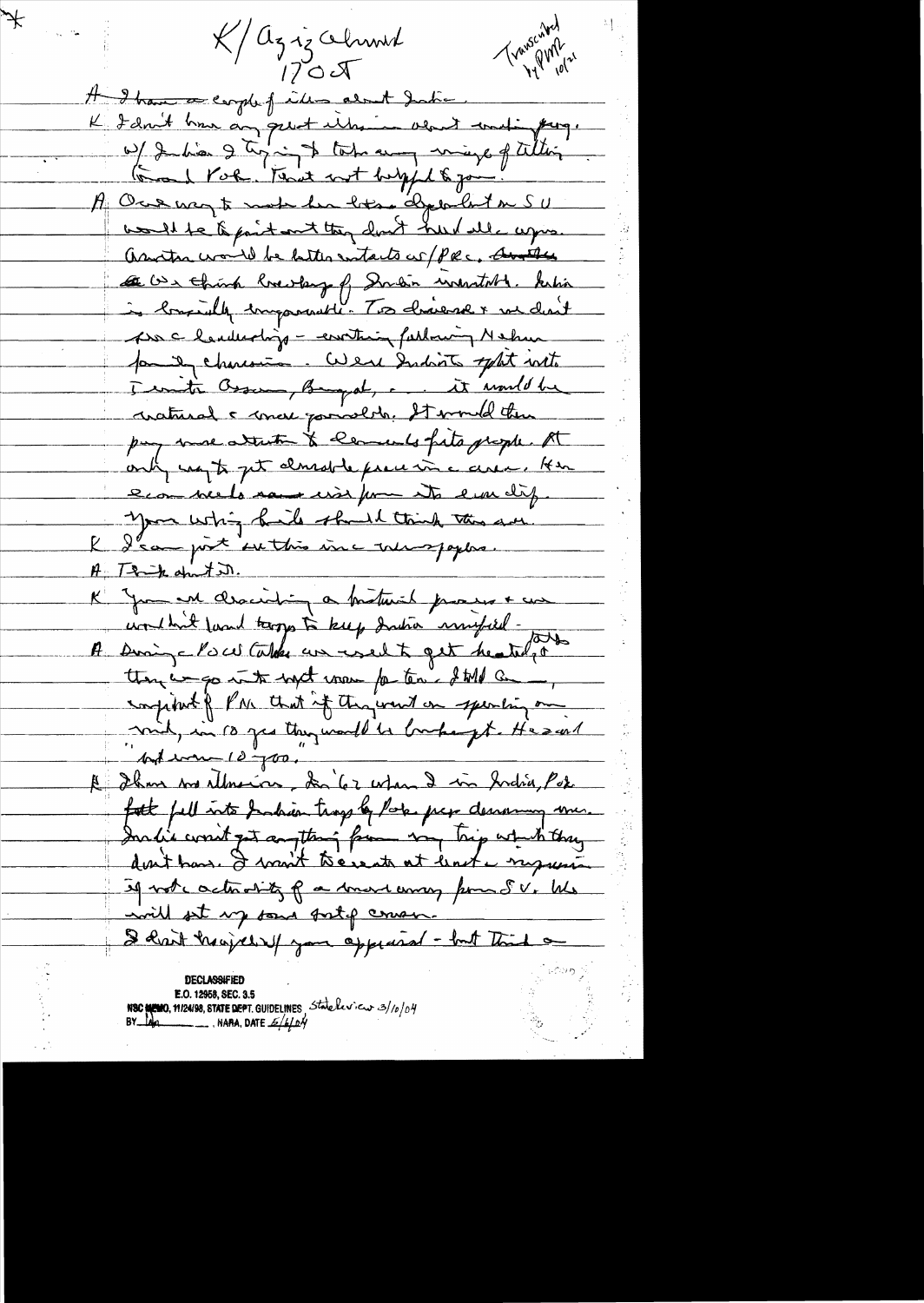*

K/Aziz Ahmed
1705

Transcribed by PMR 10/'21

A I have a couple of ideas about India.

K I don't have any great illusions about India. They... w/ India I'm trying to take away image of tilting toward Pak. That not helpful to you.

A One way to make them less dependent on SU would be to point out they don't need all weapons. Another would be better contacts w/PRC. Another: We think breakup of Indian inevitable. India is basically ungovernable. Too diverse & we don't see a leadership — everything following Nehru family charisma. Were India to split into Tamils, Assam, Bengal, ... it would be natural & more governable. It would then pay more attention to economic fate of people. At only way to get durable peace in area. Their econ needs name... from its own dif. Your writing back should think this over.

K I can just see this in a newspaper.

A Think about it.

K You are describing a historical process & we wouldn't lend troops to keep India unified.

A During PO Coll talks we used to get heated, & they would go into night even for ten. I told C..., confidant of PM that if they went on spending on mil, in 10 yrs they would be bankrupt. He said "not even 10 yrs."

K I have no illusions. In '67 when I in India, Pak felt fell into Indian trap by Pak prop denouncing me. India won't get anything from my trip which they don't have. I want to create at least a suspicion of note activity of a move away from SU. We will set up some sort of comm.

I don't want to... your approval — but think a

DECLASSIFIED
E.O. 12958, SEC. 3.5
NSC MEMO, 11/24/98, STATE DEPT. GUIDELINES State review 3/10/04
BY ___, NARA, DATE 6/6/04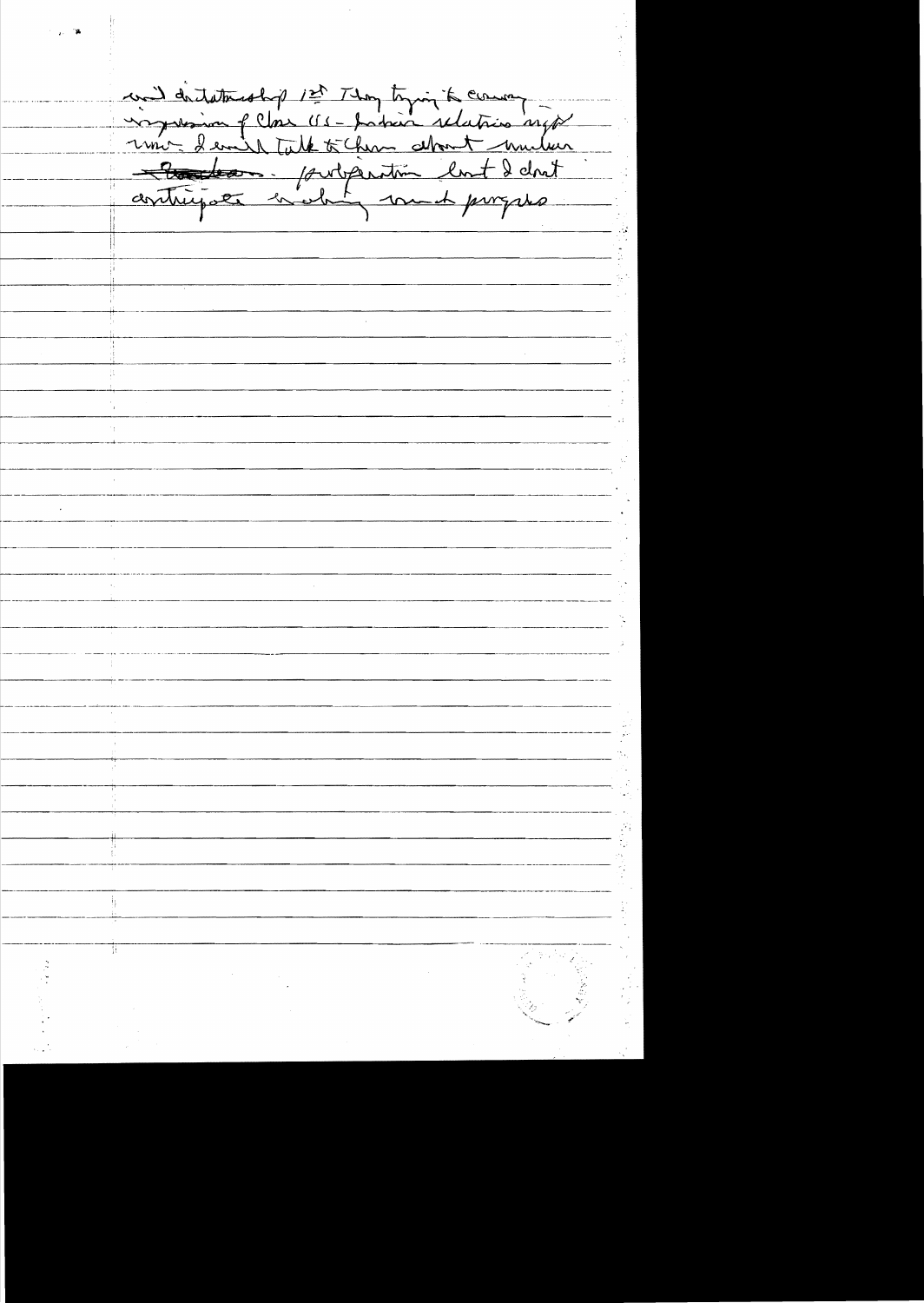and dictatorship 1st. They trying to convey impression of close US-Indian relations might arise. I would talk to them about nuclear ~~freedom~~. proliferation but I don't anticipate making much progress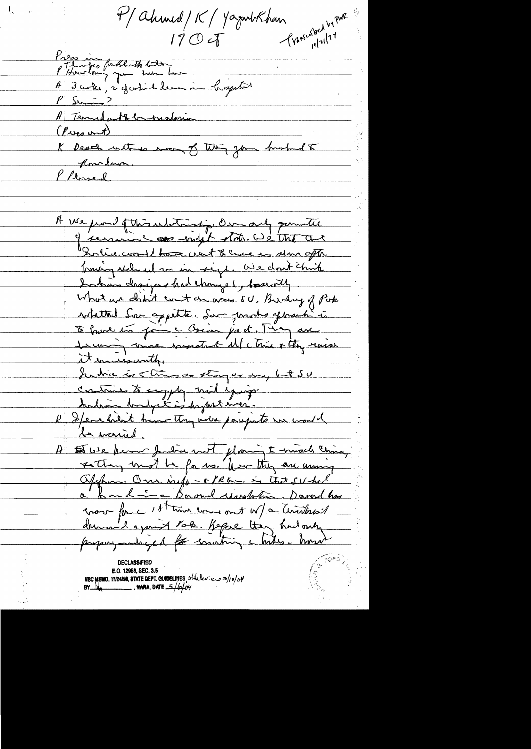P/ Ahmed / K / Yaqub Khan
17 Oct

Transcribed by PMR 10/21/74

Press in
P Thanks for that birthday letter
P How long you been here
A 3 weeks, 2 of which been in hospital
P Serious?
A Terrible attack of malaria
(Press out)
K Death within a year of taking your husband & Amrdame.
P Pleased

A We proud of this relationship. Our only guarantee of survival as indep state. We think that India would have went to cause us demise after having reduced us in size. We don't think Indian designs had changed, basically. What we didn't count on was SU. Buildup of Pak whetted Sov appetite. Sov motive of warmth is to have us join a Asian pact. They are becoming more insistent all the time & they raise it incessantly.
India is 5 times as strong as we, but SU continues to supply mil equip.
Indian budget is highest ever.
P If we didn't know they were pacifists we would be worried.
A We know India not planning to attack China, so they must be for us. Now they are arming Afghan. Our info - & RCA - is that SU had a hand in the Daoud revolution. Daoud has now for the 1st time come out w/ a Pushtunistan demand against Pak. Before they had only propagandized for existing tribes. [unclear]

DECLASSIFIED
E.O. 12958, SEC. 3.5
NSC MEMO, 11/24/98, STATE DEPT. GUIDELINES, State Review 3/10/04
BY [unclear], NARA, DATE 5/6/04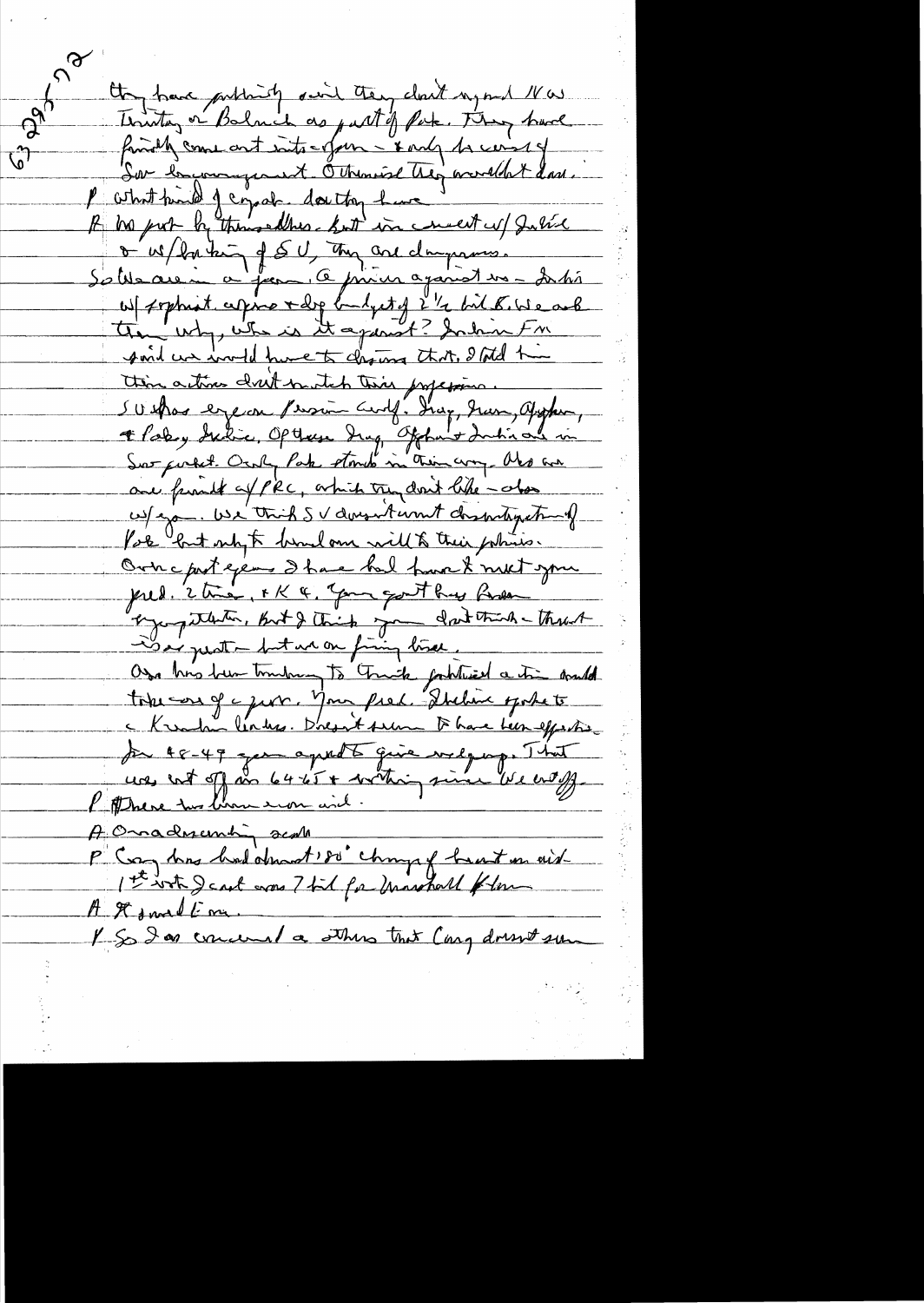They have publicly said they don't want NWF Territory or Baluch as part of Pak. They have finally come out into open – & only because of Sov encouragement. Otherwise they wouldn't dare.

P What kind of capab. do they have?

A No part by themselves. But in concert w/ India & w/ backing of SU, they are dangerous.

So We are in a jam. A prior against us – India w/ sophist. weapons & big budget of 2 1/2 bil $. We ask them why, who is it against? Indian FM said we would have to discuss that. I told him their actions don't match their professions.

SU has eye on Persian Gulf. Iraq, Iran, Afghan, & Paky, India. Of these Iraq, Afghan & India are in Sov pocket. Only Pak stands in their way. Also we are friends w/ PRC, which they don't like – also w/ you. We think SV doesn't want disintegration of Pak but only to break our will & their policies.

Over past years I have had honor to meet your Pres. 2 times, & K 4. Your govt has been sympathetic, but I think you don't think threat is so great – but we are facing threat.

Afgh has been trying to Turk. political action would take care of a prob. Your Pres. I believe spoke to a Kurdish leader. Doesn't seem to have been effective.

For 48-49 years applied to give military equip. That was cut off in 64-65 & nothing since. We cut off.

P There has been econ aid.

A On a descending scale.

P Cong has had almost 180° change of heart on aid. 1st vote I cast was 7 bil for Marshall Plan.

A Tremendous.

P So I am concerned as others that Cong doesn't seem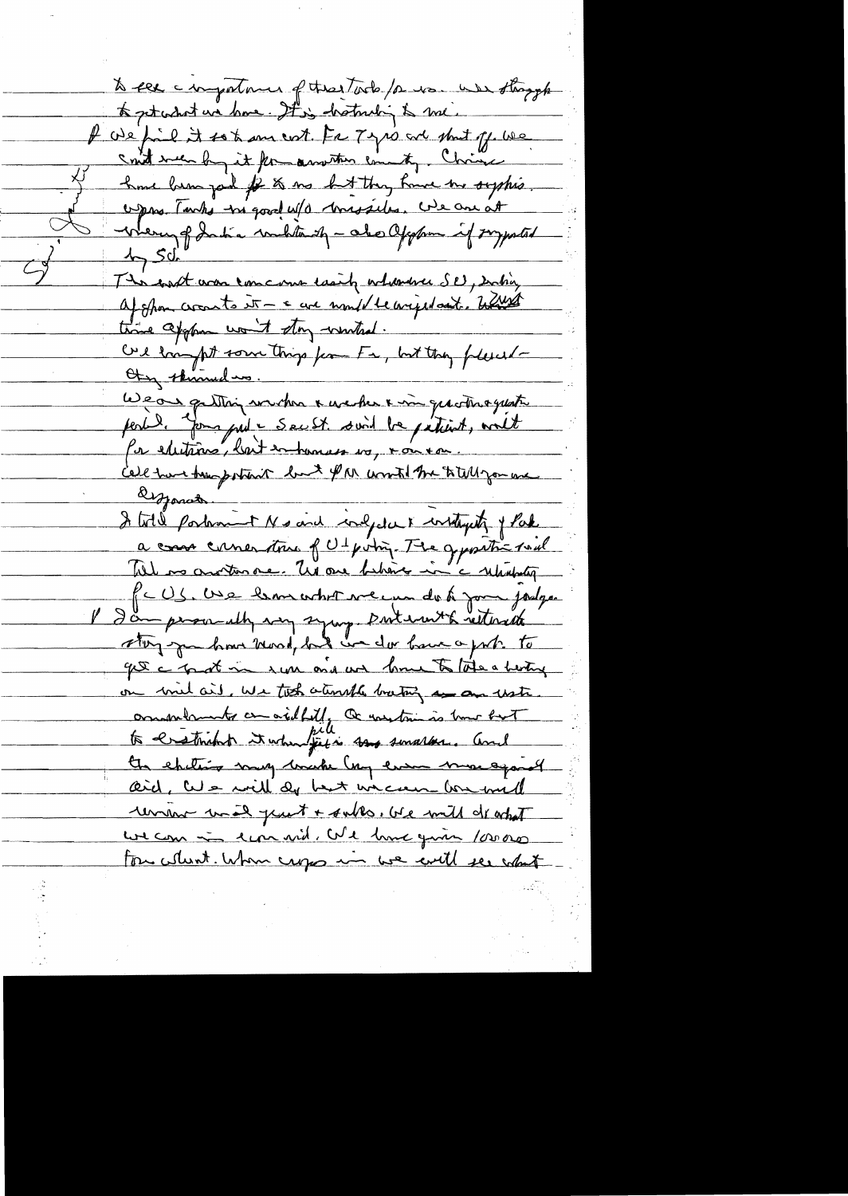to see importance of this task for us. We struggle to get what we have. It is disturbing to me.

If we fail it is at our cost. For 7 yrs aid shut off. We can't even buy it from another country. China have been good for us but they have no sophis. weapons. Tanks no good w/o missiles. We are at mercy of India militarily — also Afghan if supported by SU.

The east was concerned easily whenever SU, India, Afghan wants it — & we would be crippled. Whilst time Afghan won't stay neutral.

We bought some things from Fr, but they pleased they thinned us.

We are getting weaker & weaker & in greater & greater peril. Your pres & Sec St. said be patient, wait for elections, but enhances us, & on & on.

We have tremendous bucket but PM wanted me to tell you we are desperate.

I told Parliament N said independence & integrity of Pak a cornerstone of US policy. The opposition said tell us another one. We are behaving in a [?] for US. We learn what we can do to your judge. I am personally very sympathetic & understand story you have heard, but we do have a prob. to get a boost in [?] and we have to take a beating on [?] aid. We took a terrible beating on our [?] amendments on aid bill. Our intention is how best to [?] it when [?] [?] summer. And the election may make [?] even more against aid. We will do best we can but will [?] [?] yeast & sales. We will do what we can in [?] aid. We have given 100,000 tons wheat. When crops in we will see what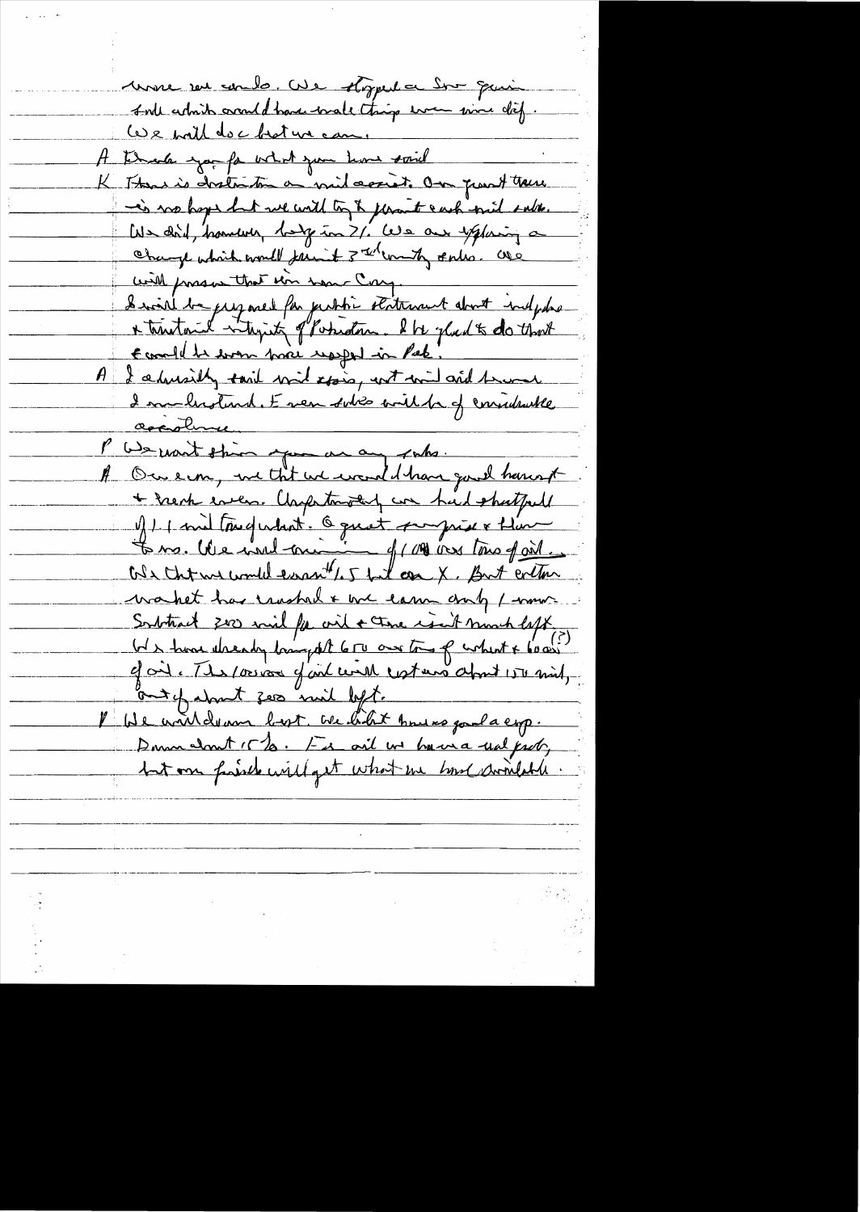were __ ___. We stopped a Sov grain __ which would have made things even more dif. We will do ___ we can.

A Thank you for what you have said

K There is distinction on oil agreement. On grain there is no hope but we will try & permit each oil sale. We did, however, [?] in 2%. We are exploring a change which would permit 3rd country sales. We will pursue that in some Cong.

I will be prepared for public statement about indep & territorial integrity of Pakistan. I'd be glad to do that & could be even more useful in Pak.

A I already said oil [?], wt oil and [?]. I understand. Even sales will be of considerable assistance.

P We want shipments as any [?].

A Our econ, we thot we would have good harvest & break even. Unfortunately we had shortfall of 1.1 mil tons of wheat. A great surprise & blow to us. We need minimum of 1.00 tons of oil. We thot we would earn 1.5 but on X. But cotton market has crashed & we earn only 1 mmm. Subtract 200 mil for oil & there isn't much left. We have already bought 650 our tons of wheat & 600(?) of oil. This 1000 tons of oil will cost us about 150 mil, out of about 300 mil left.

P We will do our best. We didn't have as good a crop. Down about 15%. For oil we have a real prob, but our friends will get what we have available.